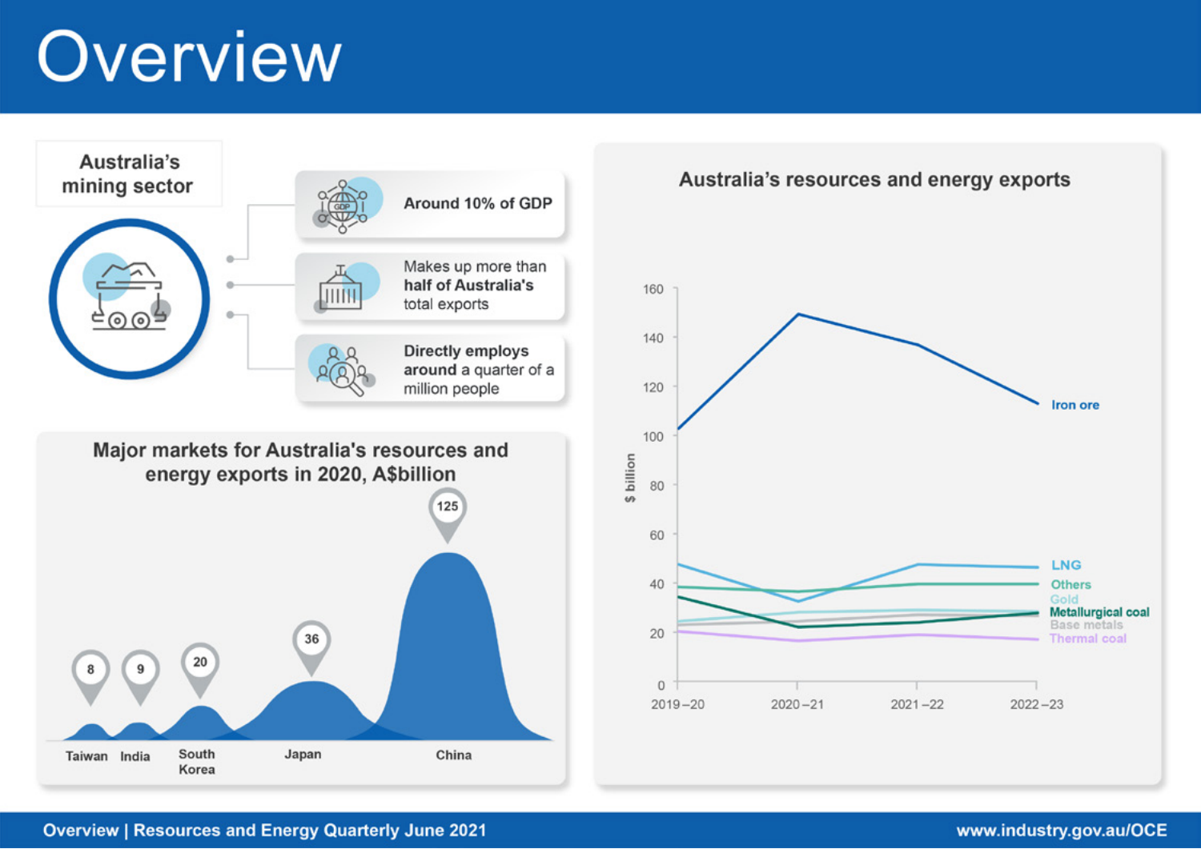# Overview

## Australia's mining sector

- **Around 10% of GDP**
- Makes up more than **half of Australia's** total exports
- **Directly employs around** a quarter of a million people

## Major markets for Australia's resources and energy exports in 2020, A$billion

| Market | A$billion |
|---|---|
| Taiwan | 8 |
| India | 9 |
| South Korea | 20 |
| Japan | 36 |
| China | 125 |

## Australia's resources and energy exports

$ billion

Series: Iron ore, LNG, Others, Gold, Metallurgical coal, Base metals, Thermal coal

Years: 2019–20, 2020–21, 2021–22, 2022–23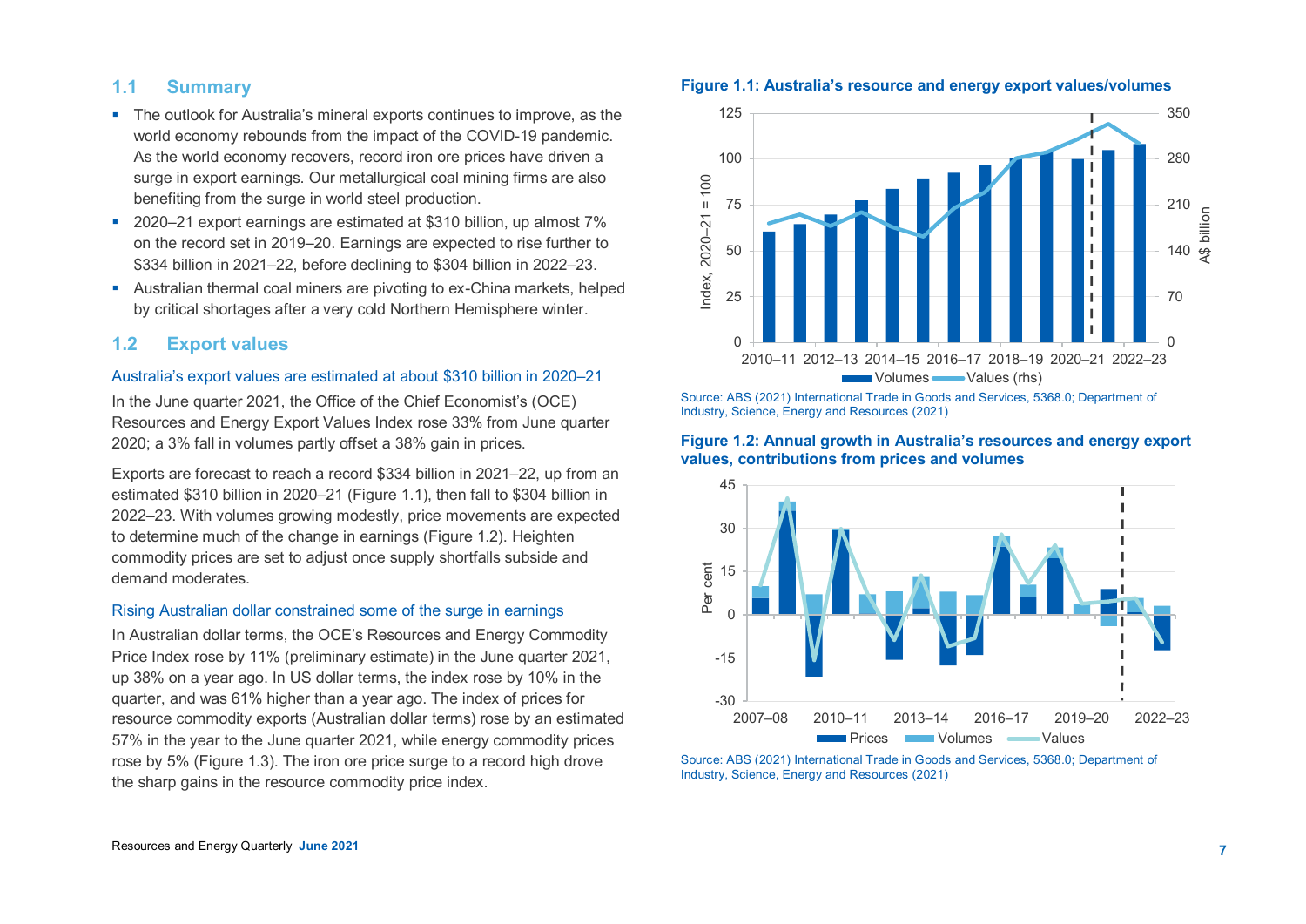## 1.1 Summary

- The outlook for Australia's mineral exports continues to improve, as the world economy rebounds from the impact of the COVID-19 pandemic. As the world economy recovers, record iron ore prices have driven a surge in export earnings. Our metallurgical coal mining firms are also benefiting from the surge in world steel production.
- 2020–21 export earnings are estimated at $310 billion, up almost 7% on the record set in 2019–20. Earnings are expected to rise further to $334 billion in 2021–22, before declining to $304 billion in 2022–23.
- Australian thermal coal miners are pivoting to ex-China markets, helped by critical shortages after a very cold Northern Hemisphere winter.

## 1.2 Export values

### Australia's export values are estimated at about $310 billion in 2020–21

In the June quarter 2021, the Office of the Chief Economist's (OCE) Resources and Energy Export Values Index rose 33% from June quarter 2020; a 3% fall in volumes partly offset a 38% gain in prices.

Exports are forecast to reach a record $334 billion in 2021–22, up from an estimated $310 billion in 2020–21 (Figure 1.1), then fall to $304 billion in 2022–23. With volumes growing modestly, price movements are expected to determine much of the change in earnings (Figure 1.2). Heighten commodity prices are set to adjust once supply shortfalls subside and demand moderates.

### Rising Australian dollar constrained some of the surge in earnings

In Australian dollar terms, the OCE's Resources and Energy Commodity Price Index rose by 11% (preliminary estimate) in the June quarter 2021, up 38% on a year ago. In US dollar terms, the index rose by 10% in the quarter, and was 61% higher than a year ago. The index of prices for resource commodity exports (Australian dollar terms) rose by an estimated 57% in the year to the June quarter 2021, while energy commodity prices rose by 5% (Figure 1.3). The iron ore price surge to a record high drove the sharp gains in the resource commodity price index.

**Figure 1.1: Australia's resource and energy export values/volumes**

Source: ABS (2021) International Trade in Goods and Services, 5368.0; Department of Industry, Science, Energy and Resources (2021)

**Figure 1.2: Annual growth in Australia's resources and energy export values, contributions from prices and volumes**

Source: ABS (2021) International Trade in Goods and Services, 5368.0; Department of Industry, Science, Energy and Resources (2021)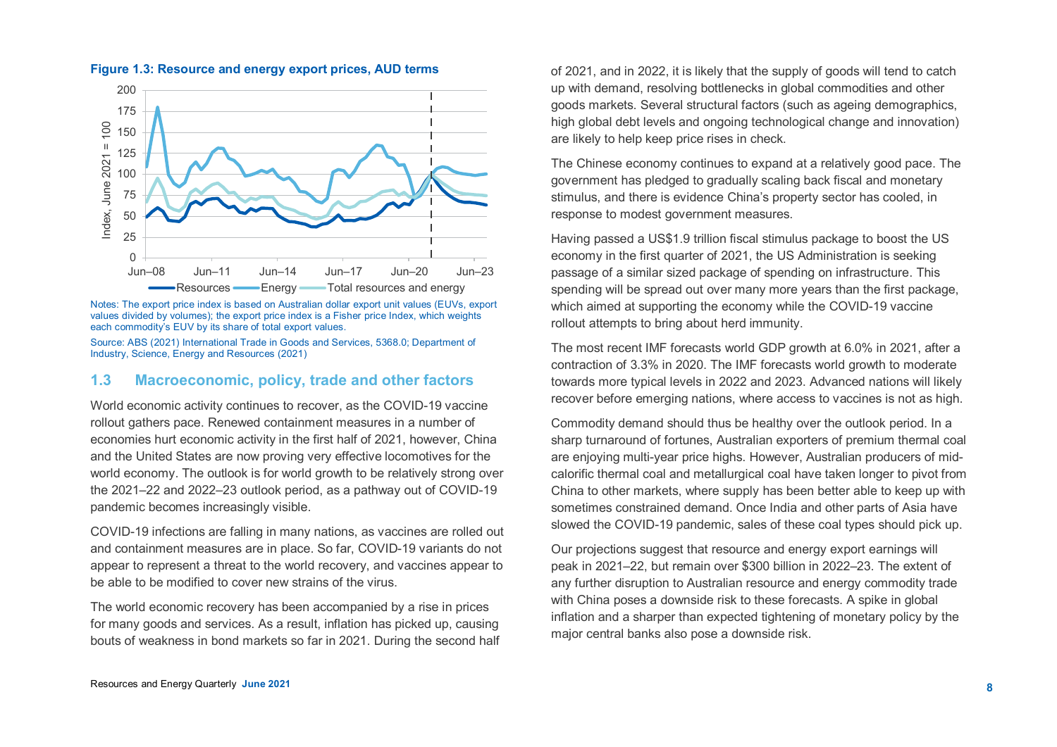**Figure 1.3: Resource and energy export prices, AUD terms**

Notes: The export price index is based on Australian dollar export unit values (EUVs, export values divided by volumes); the export price index is a Fisher price Index, which weights each commodity's EUV by its share of total export values.

Source: ABS (2021) International Trade in Goods and Services, 5368.0; Department of Industry, Science, Energy and Resources (2021)

## 1.3 Macroeconomic, policy, trade and other factors

World economic activity continues to recover, as the COVID-19 vaccine rollout gathers pace. Renewed containment measures in a number of economies hurt economic activity in the first half of 2021, however, China and the United States are now proving very effective locomotives for the world economy. The outlook is for world growth to be relatively strong over the 2021–22 and 2022–23 outlook period, as a pathway out of COVID-19 pandemic becomes increasingly visible.

COVID-19 infections are falling in many nations, as vaccines are rolled out and containment measures are in place. So far, COVID-19 variants do not appear to represent a threat to the world recovery, and vaccines appear to be able to be modified to cover new strains of the virus.

The world economic recovery has been accompanied by a rise in prices for many goods and services. As a result, inflation has picked up, causing bouts of weakness in bond markets so far in 2021. During the second half of 2021, and in 2022, it is likely that the supply of goods will tend to catch up with demand, resolving bottlenecks in global commodities and other goods markets. Several structural factors (such as ageing demographics, high global debt levels and ongoing technological change and innovation) are likely to help keep price rises in check.

The Chinese economy continues to expand at a relatively good pace. The government has pledged to gradually scaling back fiscal and monetary stimulus, and there is evidence China's property sector has cooled, in response to modest government measures.

Having passed a US$1.9 trillion fiscal stimulus package to boost the US economy in the first quarter of 2021, the US Administration is seeking passage of a similar sized package of spending on infrastructure. This spending will be spread out over many more years than the first package, which aimed at supporting the economy while the COVID-19 vaccine rollout attempts to bring about herd immunity.

The most recent IMF forecasts world GDP growth at 6.0% in 2021, after a contraction of 3.3% in 2020. The IMF forecasts world growth to moderate towards more typical levels in 2022 and 2023. Advanced nations will likely recover before emerging nations, where access to vaccines is not as high.

Commodity demand should thus be healthy over the outlook period. In a sharp turnaround of fortunes, Australian exporters of premium thermal coal are enjoying multi-year price highs. However, Australian producers of mid-calorific thermal coal and metallurgical coal have taken longer to pivot from China to other markets, where supply has been better able to keep up with sometimes constrained demand. Once India and other parts of Asia have slowed the COVID-19 pandemic, sales of these coal types should pick up.

Our projections suggest that resource and energy export earnings will peak in 2021–22, but remain over $300 billion in 2022–23. The extent of any further disruption to Australian resource and energy commodity trade with China poses a downside risk to these forecasts. A spike in global inflation and a sharper than expected tightening of monetary policy by the major central banks also pose a downside risk.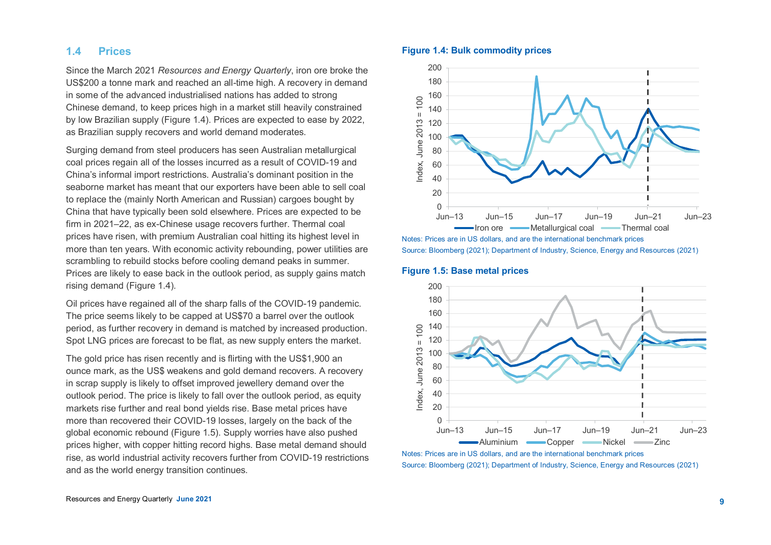## 1.4 Prices

Since the March 2021 *Resources and Energy Quarterly*, iron ore broke the US$200 a tonne mark and reached an all-time high. A recovery in demand in some of the advanced industrialised nations has added to strong Chinese demand, to keep prices high in a market still heavily constrained by low Brazilian supply (Figure 1.4). Prices are expected to ease by 2022, as Brazilian supply recovers and world demand moderates.

Surging demand from steel producers has seen Australian metallurgical coal prices regain all of the losses incurred as a result of COVID-19 and China's informal import restrictions. Australia's dominant position in the seaborne market has meant that our exporters have been able to sell coal to replace the (mainly North American and Russian) cargoes bought by China that have typically been sold elsewhere. Prices are expected to be firm in 2021–22, as ex-Chinese usage recovers further. Thermal coal prices have risen, with premium Australian coal hitting its highest level in more than ten years. With economic activity rebounding, power utilities are scrambling to rebuild stocks before cooling demand peaks in summer. Prices are likely to ease back in the outlook period, as supply gains match rising demand (Figure 1.4).

Oil prices have regained all of the sharp falls of the COVID-19 pandemic. The price seems likely to be capped at US$70 a barrel over the outlook period, as further recovery in demand is matched by increased production. Spot LNG prices are forecast to be flat, as new supply enters the market.

The gold price has risen recently and is flirting with the US$1,900 an ounce mark, as the US$ weakens and gold demand recovers. A recovery in scrap supply is likely to offset improved jewellery demand over the outlook period. The price is likely to fall over the outlook period, as equity markets rise further and real bond yields rise. Base metal prices have more than recovered their COVID-19 losses, largely on the back of the global economic rebound (Figure 1.5). Supply worries have also pushed prices higher, with copper hitting record highs. Base metal demand should rise, as world industrial activity recovers further from COVID-19 restrictions and as the world energy transition continues.

**Figure 1.4: Bulk commodity prices**

Notes: Prices are in US dollars, and are the international benchmark prices

Source: Bloomberg (2021); Department of Industry, Science, Energy and Resources (2021)

**Figure 1.5: Base metal prices**

Notes: Prices are in US dollars, and are the international benchmark prices

Source: Bloomberg (2021); Department of Industry, Science, Energy and Resources (2021)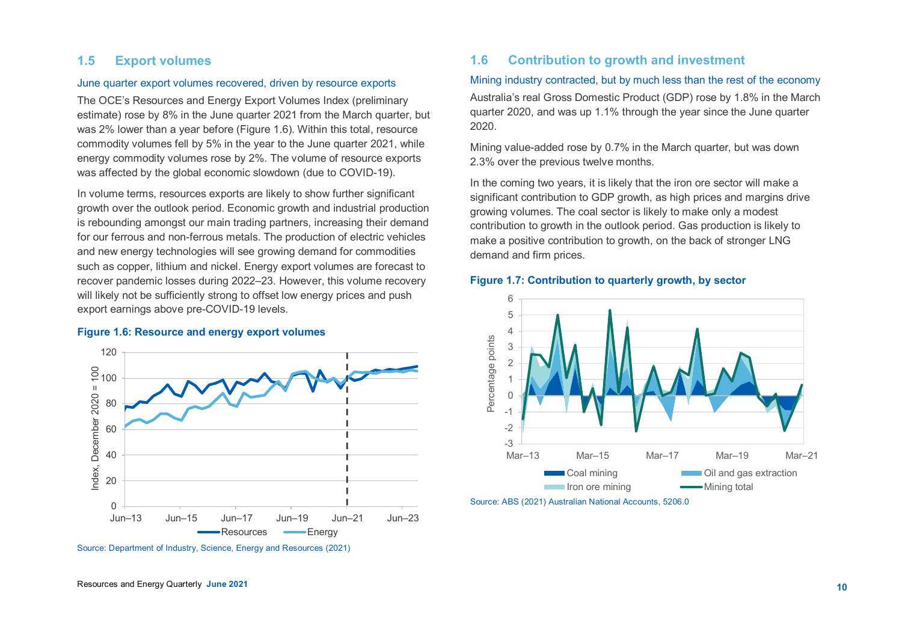## 1.5 Export volumes

### June quarter export volumes recovered, driven by resource exports

The OCE's Resources and Energy Export Volumes Index (preliminary estimate) rose by 8% in the June quarter 2021 from the March quarter, but was 2% lower than a year before (Figure 1.6). Within this total, resource commodity volumes fell by 5% in the year to the June quarter 2021, while energy commodity volumes rose by 2%. The volume of resource exports was affected by the global economic slowdown (due to COVID-19).

In volume terms, resources exports are likely to show further significant growth over the outlook period. Economic growth and industrial production is rebounding amongst our main trading partners, increasing their demand for our ferrous and non-ferrous metals. The production of electric vehicles and new energy technologies will see growing demand for commodities such as copper, lithium and nickel. Energy export volumes are forecast to recover pandemic losses during 2022–23. However, this volume recovery will likely not be sufficiently strong to offset low energy prices and push export earnings above pre-COVID-19 levels.

**Figure 1.6: Resource and energy export volumes**

Source: Department of Industry, Science, Energy and Resources (2021)

## 1.6 Contribution to growth and investment

### Mining industry contracted, but by much less than the rest of the economy

Australia's real Gross Domestic Product (GDP) rose by 1.8% in the March quarter 2020, and was up 1.1% through the year since the June quarter 2020.

Mining value-added rose by 0.7% in the March quarter, but was down 2.3% over the previous twelve months.

In the coming two years, it is likely that the iron ore sector will make a significant contribution to GDP growth, as high prices and margins drive growing volumes. The coal sector is likely to make only a modest contribution to growth in the outlook period. Gas production is likely to make a positive contribution to growth, on the back of stronger LNG demand and firm prices.

**Figure 1.7: Contribution to quarterly growth, by sector**

Source: ABS (2021) Australian National Accounts, 5206.0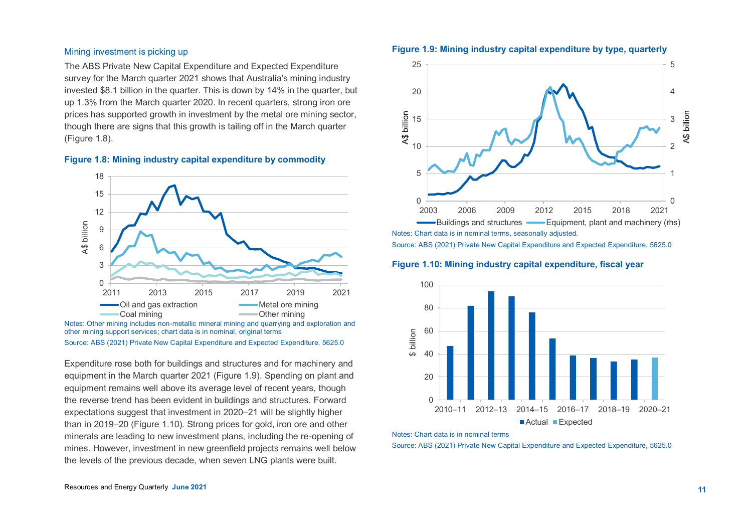### Mining investment is picking up

The ABS Private New Capital Expenditure and Expected Expenditure survey for the March quarter 2021 shows that Australia's mining industry invested $8.1 billion in the quarter. This is down by 14% in the quarter, but up 1.3% from the March quarter 2020. In recent quarters, strong iron ore prices has supported growth in investment by the metal ore mining sector, though there are signs that this growth is tailing off in the March quarter (Figure 1.8).

**Figure 1.8: Mining industry capital expenditure by commodity**

Notes: Other mining includes non-metallic mineral mining and quarrying and exploration and other mining support services; chart data is in nominal, original terms

Source: ABS (2021) Private New Capital Expenditure and Expected Expenditure, 5625.0

Expenditure rose both for buildings and structures and for machinery and equipment in the March quarter 2021 (Figure 1.9). Spending on plant and equipment remains well above its average level of recent years, though the reverse trend has been evident in buildings and structures. Forward expectations suggest that investment in 2020–21 will be slightly higher than in 2019–20 (Figure 1.10). Strong prices for gold, iron ore and other minerals are leading to new investment plans, including the re-opening of mines. However, investment in new greenfield projects remains well below the levels of the previous decade, when seven LNG plants were built.

**Figure 1.9: Mining industry capital expenditure by type, quarterly**

Notes: Chart data is in nominal terms, seasonally adjusted.

Source: ABS (2021) Private New Capital Expenditure and Expected Expenditure, 5625.0

**Figure 1.10: Mining industry capital expenditure, fiscal year**

Notes: Chart data is in nominal terms

Source: ABS (2021) Private New Capital Expenditure and Expected Expenditure, 5625.0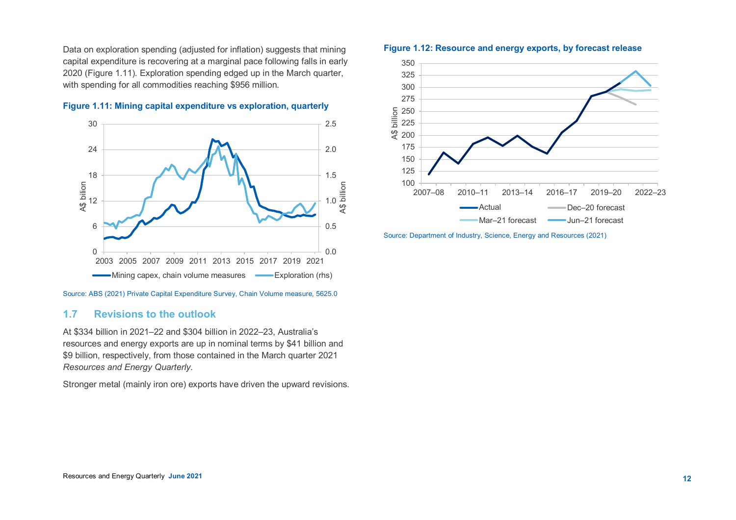Data on exploration spending (adjusted for inflation) suggests that mining capital expenditure is recovering at a marginal pace following falls in early 2020 (Figure 1.11). Exploration spending edged up in the March quarter, with spending for all commodities reaching $956 million.

**Figure 1.11: Mining capital expenditure vs exploration, quarterly**

Source: ABS (2021) Private Capital Expenditure Survey, Chain Volume measure, 5625.0

## 1.7 Revisions to the outlook

At $334 billion in 2021–22 and $304 billion in 2022–23, Australia's resources and energy exports are up in nominal terms by $41 billion and $9 billion, respectively, from those contained in the March quarter 2021 *Resources and Energy Quarterly*.

Stronger metal (mainly iron ore) exports have driven the upward revisions.

**Figure 1.12: Resource and energy exports, by forecast release**

Source: Department of Industry, Science, Energy and Resources (2021)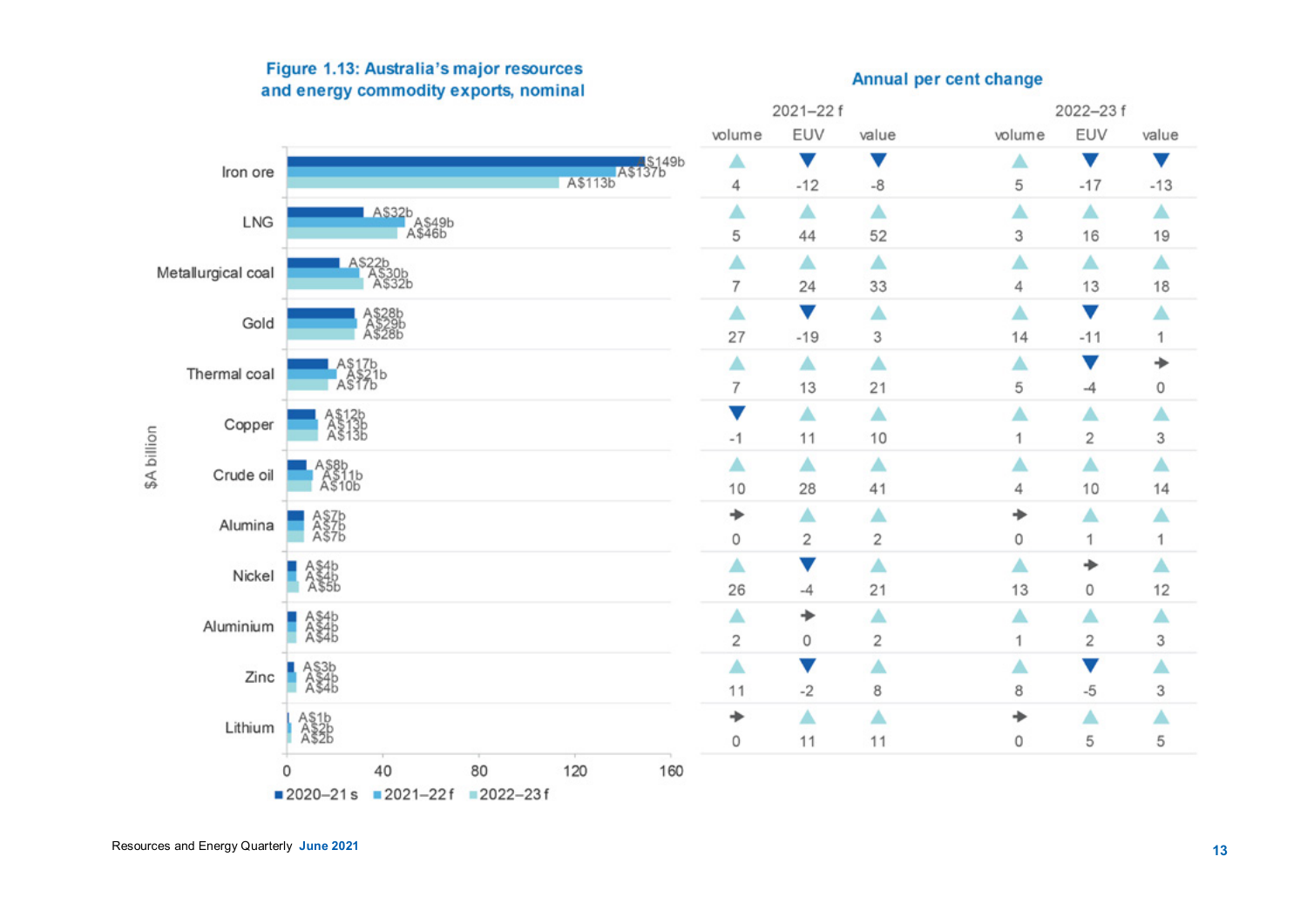**Figure 1.13: Australia's major resources and energy commodity exports, nominal**

| Commodity | 2020–21 s | 2021–22 f | 2022–23 f |
| --- | --- | --- | --- |
| Iron ore | A$149b | A$137b | A$113b |
| LNG | A$32b | A$49b | A$46b |
| Metallurgical coal | A$22b | A$30b | A$32b |
| Gold | A$28b | A$29b | A$28b |
| Thermal coal | A$17b | A$21b | A$17b |
| Copper | A$12b | A$13b | A$13b |
| Crude oil | A$8b | A$11b | A$10b |
| Alumina | A$7b | A$7b | A$7b |
| Nickel | A$4b | A$4b | A$5b |
| Aluminium | A$4b | A$4b | A$4b |
| Zinc | A$3b | A$4b | A$4b |
| Lithium | A$1b | A$2b | A$2b |

$A billion

**Annual per cent change**

| Commodity | 2021–22 f | | | 2022–23 f | | |
| --- | --- | --- | --- | --- | --- | --- |
| | volume | EUV | value | volume | EUV | value |
| Iron ore | 4 | -12 | -8 | 5 | -17 | -13 |
| LNG | 5 | 44 | 52 | 3 | 16 | 19 |
| Metallurgical coal | 7 | 24 | 33 | 4 | 13 | 18 |
| Gold | 27 | -19 | 3 | 14 | -11 | 1 |
| Thermal coal | 7 | 13 | 21 | 5 | -4 | 0 |
| Copper | -1 | 11 | 10 | 1 | 2 | 3 |
| Crude oil | 10 | 28 | 41 | 4 | 10 | 14 |
| Alumina | 0 | 2 | 2 | 0 | 1 | 1 |
| Nickel | 26 | -4 | 21 | 13 | 0 | 12 |
| Aluminium | 2 | 0 | 2 | 1 | 2 | 3 |
| Zinc | 11 | -2 | 8 | 8 | -5 | 3 |
| Lithium | 0 | 11 | 11 | 0 | 5 | 5 |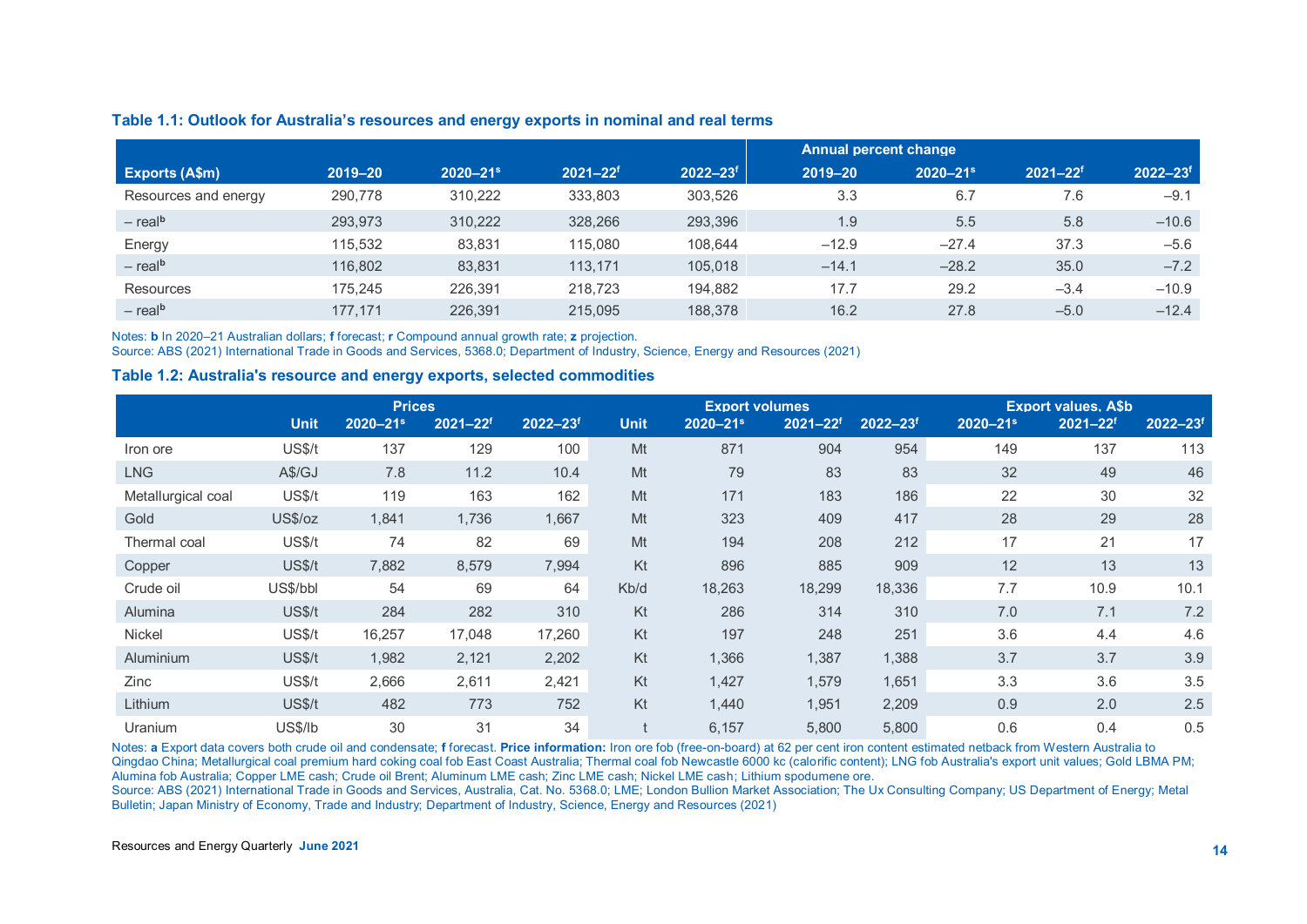### Table 1.1: Outlook for Australia's resources and energy exports in nominal and real terms

| Exports (A$m) | 2019–20 | 2020–21s | 2021–22f | 2022–23f | Annual percent change 2019–20 | 2020–21s | 2021–22f | 2022–23f |
|---|---|---|---|---|---|---|---|---|
| Resources and energy | 290,778 | 310,222 | 333,803 | 303,526 | 3.3 | 6.7 | 7.6 | –9.1 |
| – real[b] | 293,973 | 310,222 | 328,266 | 293,396 | 1.9 | 5.5 | 5.8 | –10.6 |
| Energy | 115,532 | 83,831 | 115,080 | 108,644 | –12.9 | –27.4 | 37.3 | –5.6 |
| – real[b] | 116,802 | 83,831 | 113,171 | 105,018 | –14.1 | –28.2 | 35.0 | –7.2 |
| Resources | 175,245 | 226,391 | 218,723 | 194,882 | 17.7 | 29.2 | –3.4 | –10.9 |
| – real[b] | 177,171 | 226,391 | 215,095 | 188,378 | 16.2 | 27.8 | –5.0 | –12.4 |

Notes: **b** In 2020–21 Australian dollars; **f** forecast; **r** Compound annual growth rate; **z** projection.
Source: ABS (2021) International Trade in Goods and Services, 5368.0; Department of Industry, Science, Energy and Resources (2021)

### Table 1.2: Australia's resource and energy exports, selected commodities

| | Prices | | | | Export volumes | | | | Export values, A$b | | |
|---|---|---|---|---|---|---|---|---|---|---|---|
| | Unit | 2020–21s | 2021–22f | 2022–23f | Unit | 2020–21s | 2021–22f | 2022–23f | 2020–21s | 2021–22f | 2022–23f |
| Iron ore | US$/t | 137 | 129 | 100 | Mt | 871 | 904 | 954 | 149 | 137 | 113 |
| LNG | A$/GJ | 7.8 | 11.2 | 10.4 | Mt | 79 | 83 | 83 | 32 | 49 | 46 |
| Metallurgical coal | US$/t | 119 | 163 | 162 | Mt | 171 | 183 | 186 | 22 | 30 | 32 |
| Gold | US$/oz | 1,841 | 1,736 | 1,667 | Mt | 323 | 409 | 417 | 28 | 29 | 28 |
| Thermal coal | US$/t | 74 | 82 | 69 | Mt | 194 | 208 | 212 | 17 | 21 | 17 |
| Copper | US$/t | 7,882 | 8,579 | 7,994 | Kt | 896 | 885 | 909 | 12 | 13 | 13 |
| Crude oil | US$/bbl | 54 | 69 | 64 | Kb/d | 18,263 | 18,299 | 18,336 | 7.7 | 10.9 | 10.1 |
| Alumina | US$/t | 284 | 282 | 310 | Kt | 286 | 314 | 310 | 7.0 | 7.1 | 7.2 |
| Nickel | US$/t | 16,257 | 17,048 | 17,260 | Kt | 197 | 248 | 251 | 3.6 | 4.4 | 4.6 |
| Aluminium | US$/t | 1,982 | 2,121 | 2,202 | Kt | 1,366 | 1,387 | 1,388 | 3.7 | 3.7 | 3.9 |
| Zinc | US$/t | 2,666 | 2,611 | 2,421 | Kt | 1,427 | 1,579 | 1,651 | 3.3 | 3.6 | 3.5 |
| Lithium | US$/t | 482 | 773 | 752 | Kt | 1,440 | 1,951 | 2,209 | 0.9 | 2.0 | 2.5 |
| Uranium | US$/lb | 30 | 31 | 34 | t | 6,157 | 5,800 | 5,800 | 0.6 | 0.4 | 0.5 |

Notes: **a** Export data covers both crude oil and condensate; **f** forecast. **Price information:** Iron ore fob (free-on-board) at 62 per cent iron content estimated netback from Western Australia to Qingdao China; Metallurgical coal premium hard coking coal fob East Coast Australia; Thermal coal fob Newcastle 6000 kc (calorific content); LNG fob Australia's export unit values; Gold LBMA PM; Alumina fob Australia; Copper LME cash; Crude oil Brent; Aluminum LME cash; Zinc LME cash; Nickel LME cash; Lithium spodumene ore.
Source: ABS (2021) International Trade in Goods and Services, Australia, Cat. No. 5368.0; LME; London Bullion Market Association; The Ux Consulting Company; US Department of Energy; Metal Bulletin; Japan Ministry of Economy, Trade and Industry; Department of Industry, Science, Energy and Resources (2021)